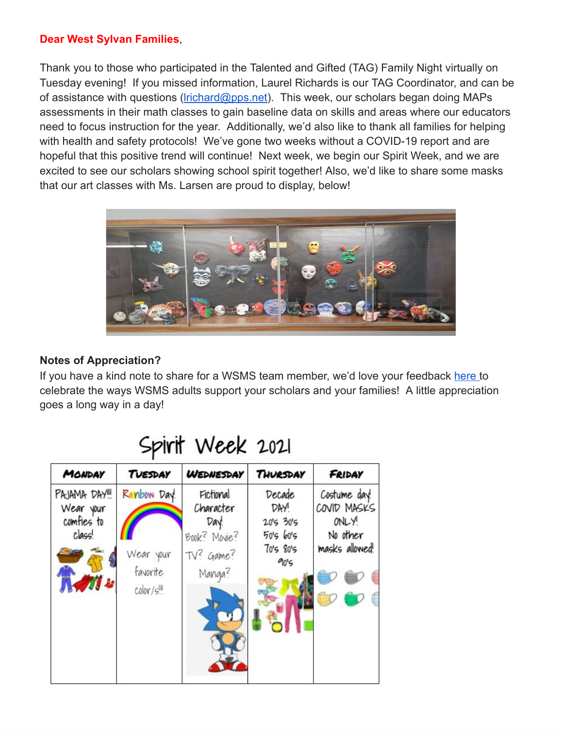**Dear West Sylvan Families**,

Thank you to those who participated in the Talented and Gifted (TAG) Family Night virtually on Tuesday evening! If you missed information, Laurel Richards is our TAG Coordinator, and can be of assistance with questions (lrichard@pps.net). This week, our scholars began doing MAPs assessments in their math classes to gain baseline data on skills and areas where our educators need to focus instruction for the year. Additionally, we'd also like to thank all families for helping with health and safety protocols! We've gone two weeks without a COVID-19 report and are hopeful that this positive trend will continue! Next week, we begin our Spirit Week, and we are excited to see our scholars showing school spirit together! Also, we'd like to share some masks that our art classes with Ms. Larsen are proud to display, below!

**Notes of Appreciation?**

If you have a kind note to share for a WSMS team member, we'd love your feedback here to celebrate the ways WSMS adults support your scholars and your families! A little appreciation goes a long way in a day!

## Spirit Week 2021

| Monday | Tuesday | Wednesday | Thursday | Friday |
| --- | --- | --- | --- | --- |
| PAJAMA DAY!!! Wear your comfies to class! | Rainbow Day! Wear your favorite color/s!!! | Fictional Character Day! Book? Movie? TV? Game? Manga? | Decade DAY! 20's 30's 50's 60's 70's 80's 90's | Costume day! COVID MASKS ONLY! No other masks allowed! |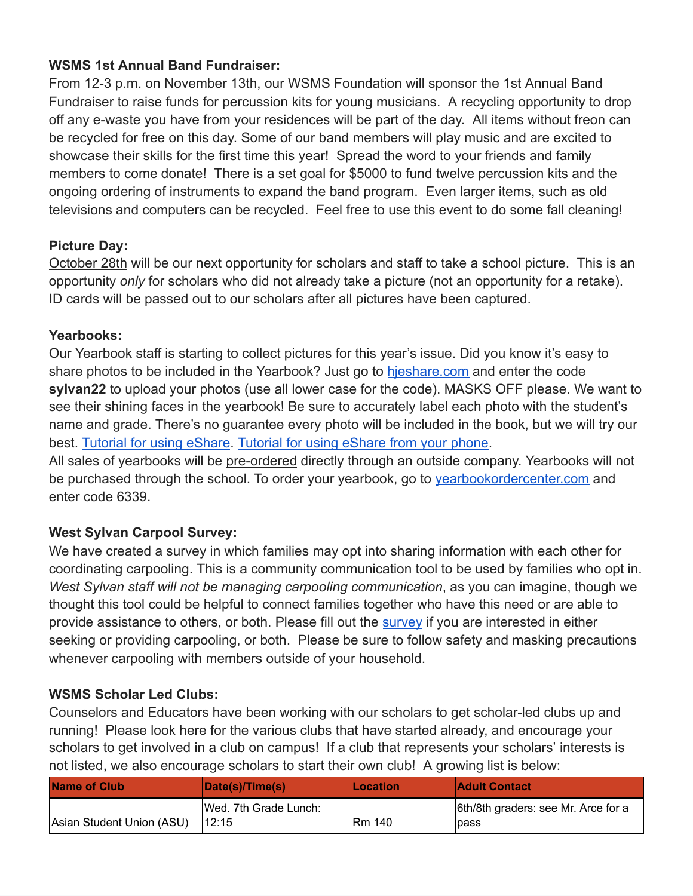**WSMS 1st Annual Band Fundraiser:**
From 12-3 p.m. on November 13th, our WSMS Foundation will sponsor the 1st Annual Band Fundraiser to raise funds for percussion kits for young musicians. A recycling opportunity to drop off any e-waste you have from your residences will be part of the day. All items without freon can be recycled for free on this day. Some of our band members will play music and are excited to showcase their skills for the first time this year! Spread the word to your friends and family members to come donate! There is a set goal for $5000 to fund twelve percussion kits and the ongoing ordering of instruments to expand the band program. Even larger items, such as old televisions and computers can be recycled. Feel free to use this event to do some fall cleaning!

**Picture Day:**
October 28th will be our next opportunity for scholars and staff to take a school picture. This is an opportunity *only* for scholars who did not already take a picture (not an opportunity for a retake). ID cards will be passed out to our scholars after all pictures have been captured.

**Yearbooks:**
Our Yearbook staff is starting to collect pictures for this year's issue. Did you know it's easy to share photos to be included in the Yearbook? Just go to hjeshare.com and enter the code **sylvan22** to upload your photos (use all lower case for the code). MASKS OFF please. We want to see their shining faces in the yearbook! Be sure to accurately label each photo with the student's name and grade. There's no guarantee every photo will be included in the book, but we will try our best. Tutorial for using eShare. Tutorial for using eShare from your phone.
All sales of yearbooks will be pre-ordered directly through an outside company. Yearbooks will not be purchased through the school. To order your yearbook, go to yearbookordercenter.com and enter code 6339.

**West Sylvan Carpool Survey:**
We have created a survey in which families may opt into sharing information with each other for coordinating carpooling. This is a community communication tool to be used by families who opt in. *West Sylvan staff will not be managing carpooling communication*, as you can imagine, though we thought this tool could be helpful to connect families together who have this need or are able to provide assistance to others, or both. Please fill out the survey if you are interested in either seeking or providing carpooling, or both. Please be sure to follow safety and masking precautions whenever carpooling with members outside of your household.

**WSMS Scholar Led Clubs:**
Counselors and Educators have been working with our scholars to get scholar-led clubs up and running! Please look here for the various clubs that have started already, and encourage your scholars to get involved in a club on campus! If a club that represents your scholars' interests is not listed, we also encourage scholars to start their own club! A growing list is below:

| Name of Club | Date(s)/Time(s) | Location | Adult Contact |
|---|---|---|---|
| Asian Student Union (ASU) | Wed. 7th Grade Lunch: 12:15 | Rm 140 | 6th/8th graders: see Mr. Arce for a pass |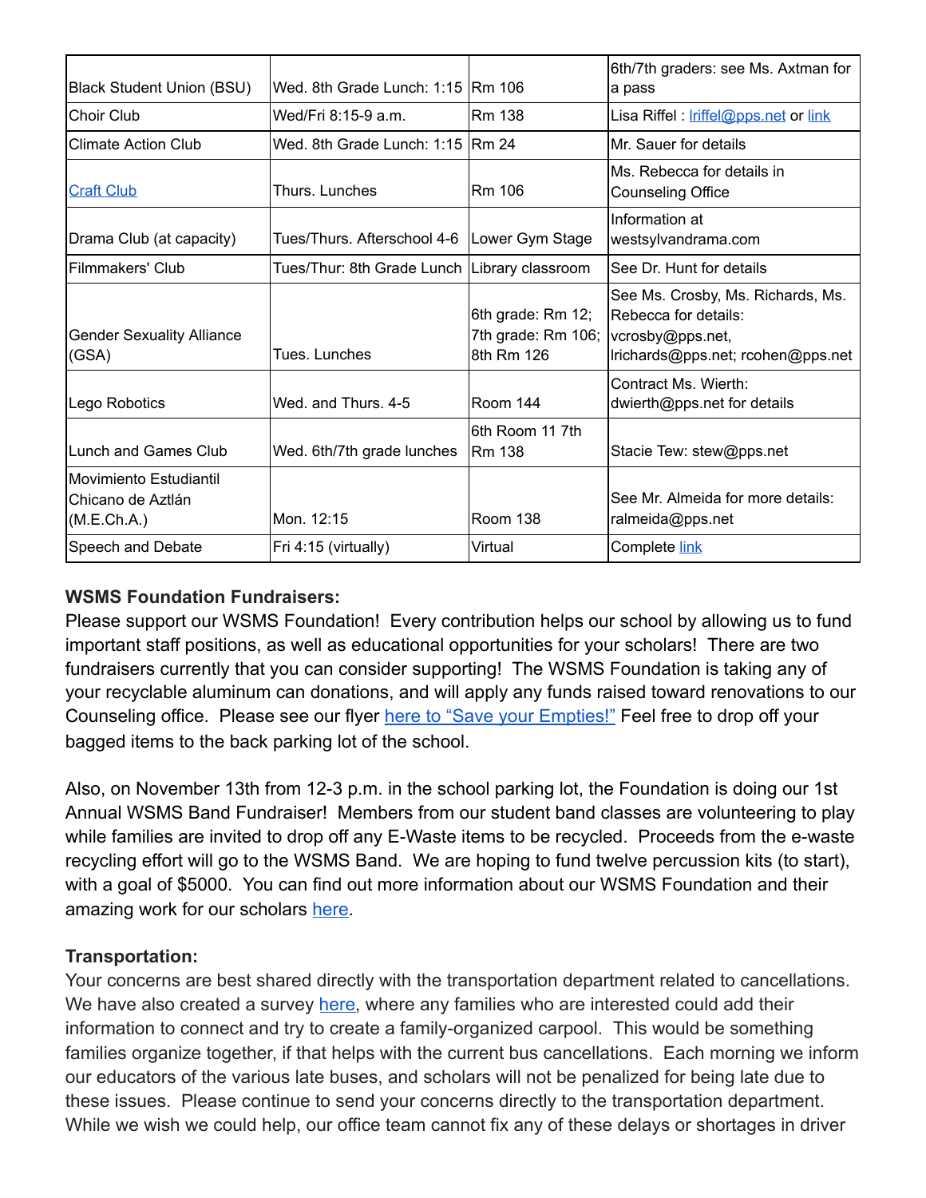| Black Student Union (BSU) | Wed. 8th Grade Lunch: 1:15 | Rm 106 | 6th/7th graders: see Ms. Axtman for a pass |
|---|---|---|---|
| Choir Club | Wed/Fri 8:15-9 a.m. | Rm 138 | Lisa Riffel : lriffel@pps.net or link |
| Climate Action Club | Wed. 8th Grade Lunch: 1:15 | Rm 24 | Mr. Sauer for details |
| Craft Club | Thurs. Lunches | Rm 106 | Ms. Rebecca for details in Counseling Office |
| Drama Club (at capacity) | Tues/Thurs. Afterschool 4-6 | Lower Gym Stage | Information at westsylvandrama.com |
| Filmmakers' Club | Tues/Thur: 8th Grade Lunch | Library classroom | See Dr. Hunt for details |
| Gender Sexuality Alliance (GSA) | Tues. Lunches | 6th grade: Rm 12; 7th grade: Rm 106; 8th Rm 126 | See Ms. Crosby, Ms. Richards, Ms. Rebecca for details: vcrosby@pps.net, lrichards@pps.net; rcohen@pps.net |
| Lego Robotics | Wed. and Thurs. 4-5 | Room 144 | Contract Ms. Wierth: dwierth@pps.net for details |
| Lunch and Games Club | Wed. 6th/7th grade lunches | 6th Room 11 7th Rm 138 | Stacie Tew: stew@pps.net |
| Movimiento Estudiantil Chicano de Aztlán (M.E.Ch.A.) | Mon. 12:15 | Room 138 | See Mr. Almeida for more details: ralmeida@pps.net |
| Speech and Debate | Fri 4:15 (virtually) | Virtual | Complete link |

**WSMS Foundation Fundraisers:**
Please support our WSMS Foundation! Every contribution helps our school by allowing us to fund important staff positions, as well as educational opportunities for your scholars! There are two fundraisers currently that you can consider supporting! The WSMS Foundation is taking any of your recyclable aluminum can donations, and will apply any funds raised toward renovations to our Counseling office. Please see our flyer here to "Save your Empties!" Feel free to drop off your bagged items to the back parking lot of the school.

Also, on November 13th from 12-3 p.m. in the school parking lot, the Foundation is doing our 1st Annual WSMS Band Fundraiser! Members from our student band classes are volunteering to play while families are invited to drop off any E-Waste items to be recycled. Proceeds from the e-waste recycling effort will go to the WSMS Band. We are hoping to fund twelve percussion kits (to start), with a goal of $5000. You can find out more information about our WSMS Foundation and their amazing work for our scholars here.

**Transportation:**
Your concerns are best shared directly with the transportation department related to cancellations. We have also created a survey here, where any families who are interested could add their information to connect and try to create a family-organized carpool. This would be something families organize together, if that helps with the current bus cancellations. Each morning we inform our educators of the various late buses, and scholars will not be penalized for being late due to these issues. Please continue to send your concerns directly to the transportation department. While we wish we could help, our office team cannot fix any of these delays or shortages in driver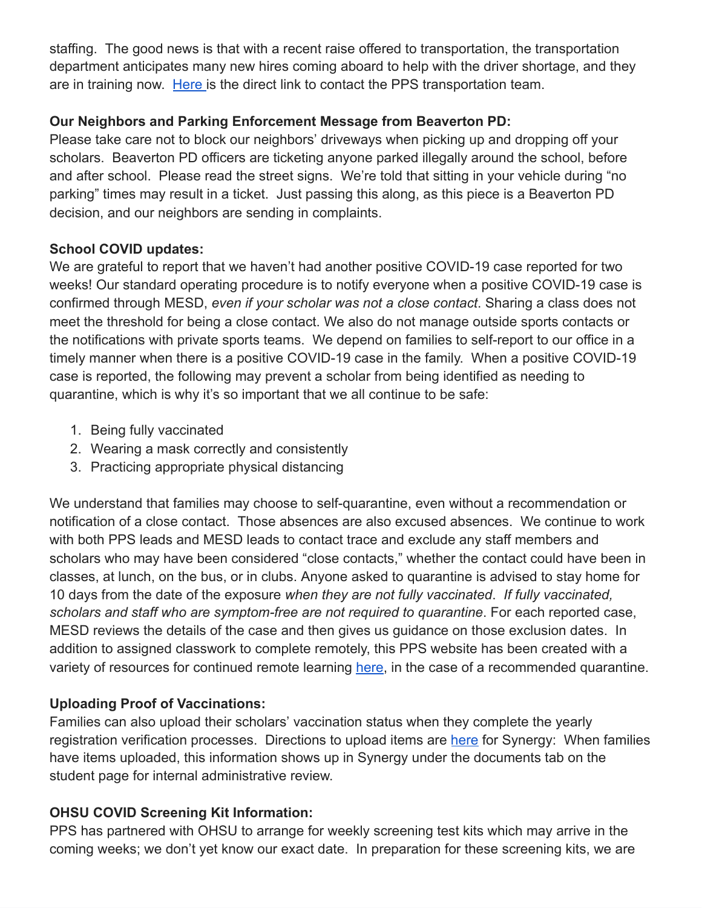staffing. The good news is that with a recent raise offered to transportation, the transportation department anticipates many new hires coming aboard to help with the driver shortage, and they are in training now. Here is the direct link to contact the PPS transportation team.

**Our Neighbors and Parking Enforcement Message from Beaverton PD:**
Please take care not to block our neighbors' driveways when picking up and dropping off your scholars. Beaverton PD officers are ticketing anyone parked illegally around the school, before and after school. Please read the street signs. We're told that sitting in your vehicle during "no parking" times may result in a ticket. Just passing this along, as this piece is a Beaverton PD decision, and our neighbors are sending in complaints.

**School COVID updates:**
We are grateful to report that we haven't had another positive COVID-19 case reported for two weeks! Our standard operating procedure is to notify everyone when a positive COVID-19 case is confirmed through MESD, *even if your scholar was not a close contact*. Sharing a class does not meet the threshold for being a close contact. We also do not manage outside sports contacts or the notifications with private sports teams. We depend on families to self-report to our office in a timely manner when there is a positive COVID-19 case in the family. When a positive COVID-19 case is reported, the following may prevent a scholar from being identified as needing to quarantine, which is why it's so important that we all continue to be safe:

1. Being fully vaccinated
2. Wearing a mask correctly and consistently
3. Practicing appropriate physical distancing

We understand that families may choose to self-quarantine, even without a recommendation or notification of a close contact. Those absences are also excused absences. We continue to work with both PPS leads and MESD leads to contact trace and exclude any staff members and scholars who may have been considered "close contacts," whether the contact could have been in classes, at lunch, on the bus, or in clubs. Anyone asked to quarantine is advised to stay home for 10 days from the date of the exposure *when they are not fully vaccinated*. *If fully vaccinated, scholars and staff who are symptom-free are not required to quarantine*. For each reported case, MESD reviews the details of the case and then gives us guidance on those exclusion dates. In addition to assigned classwork to complete remotely, this PPS website has been created with a variety of resources for continued remote learning here, in the case of a recommended quarantine.

**Uploading Proof of Vaccinations:**
Families can also upload their scholars' vaccination status when they complete the yearly registration verification processes. Directions to upload items are here for Synergy: When families have items uploaded, this information shows up in Synergy under the documents tab on the student page for internal administrative review.

**OHSU COVID Screening Kit Information:**
PPS has partnered with OHSU to arrange for weekly screening test kits which may arrive in the coming weeks; we don't yet know our exact date. In preparation for these screening kits, we are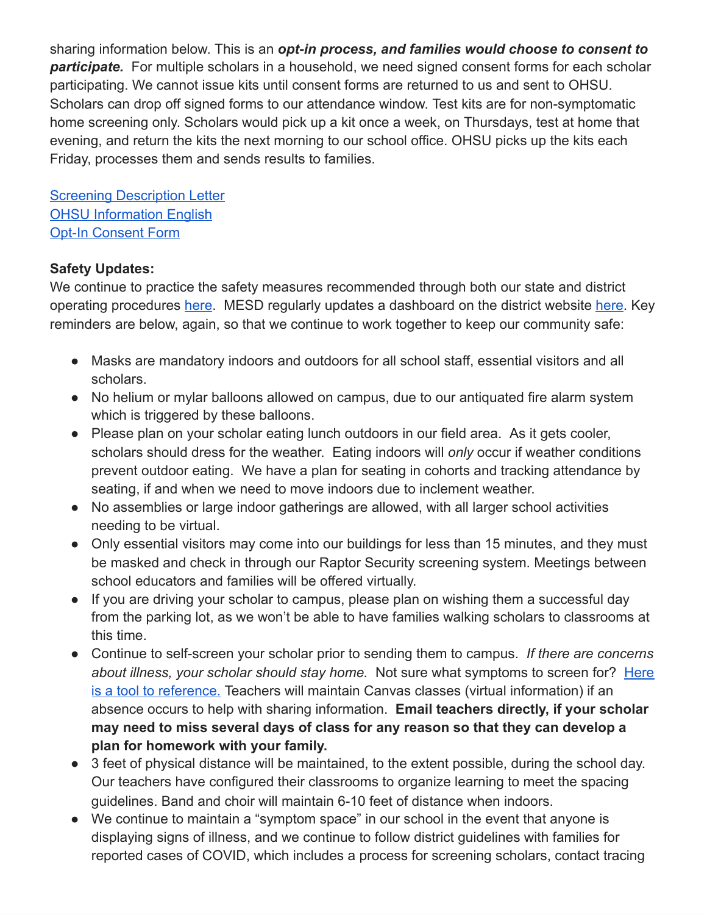sharing information below. This is an ***opt-in process, and families would choose to consent to participate.*** For multiple scholars in a household, we need signed consent forms for each scholar participating. We cannot issue kits until consent forms are returned to us and sent to OHSU. Scholars can drop off signed forms to our attendance window. Test kits are for non-symptomatic home screening only. Scholars would pick up a kit once a week, on Thursdays, test at home that evening, and return the kits the next morning to our school office. OHSU picks up the kits each Friday, processes them and sends results to families.

Screening Description Letter
OHSU Information English
Opt-In Consent Form

**Safety Updates:**
We continue to practice the safety measures recommended through both our state and district operating procedures here. MESD regularly updates a dashboard on the district website here. Key reminders are below, again, so that we continue to work together to keep our community safe:

- Masks are mandatory indoors and outdoors for all school staff, essential visitors and all scholars.
- No helium or mylar balloons allowed on campus, due to our antiquated fire alarm system which is triggered by these balloons.
- Please plan on your scholar eating lunch outdoors in our field area. As it gets cooler, scholars should dress for the weather. Eating indoors will *only* occur if weather conditions prevent outdoor eating. We have a plan for seating in cohorts and tracking attendance by seating, if and when we need to move indoors due to inclement weather.
- No assemblies or large indoor gatherings are allowed, with all larger school activities needing to be virtual.
- Only essential visitors may come into our buildings for less than 15 minutes, and they must be masked and check in through our Raptor Security screening system. Meetings between school educators and families will be offered virtually.
- If you are driving your scholar to campus, please plan on wishing them a successful day from the parking lot, as we won't be able to have families walking scholars to classrooms at this time.
- Continue to self-screen your scholar prior to sending them to campus. *If there are concerns about illness, your scholar should stay home.* Not sure what symptoms to screen for? Here is a tool to reference. Teachers will maintain Canvas classes (virtual information) if an absence occurs to help with sharing information. **Email teachers directly, if your scholar may need to miss several days of class for any reason so that they can develop a plan for homework with your family.**
- 3 feet of physical distance will be maintained, to the extent possible, during the school day. Our teachers have configured their classrooms to organize learning to meet the spacing guidelines. Band and choir will maintain 6-10 feet of distance when indoors.
- We continue to maintain a "symptom space" in our school in the event that anyone is displaying signs of illness, and we continue to follow district guidelines with families for reported cases of COVID, which includes a process for screening scholars, contact tracing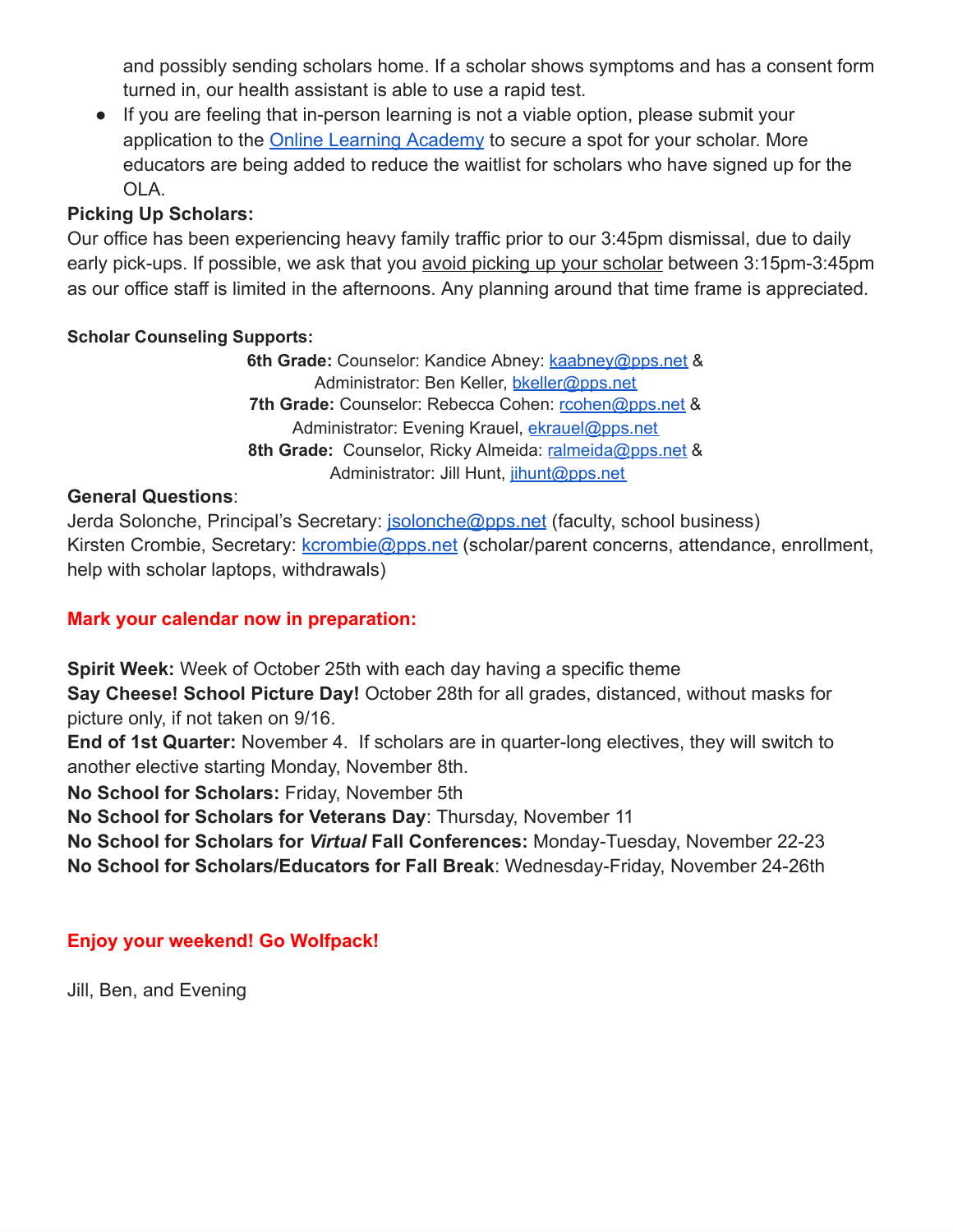and possibly sending scholars home. If a scholar shows symptoms and has a consent form turned in, our health assistant is able to use a rapid test.

- If you are feeling that in-person learning is not a viable option, please submit your application to the Online Learning Academy to secure a spot for your scholar. More educators are being added to reduce the waitlist for scholars who have signed up for the OLA.

**Picking Up Scholars:**

Our office has been experiencing heavy family traffic prior to our 3:45pm dismissal, due to daily early pick-ups. If possible, we ask that you avoid picking up your scholar between 3:15pm-3:45pm as our office staff is limited in the afternoons. Any planning around that time frame is appreciated.

**Scholar Counseling Supports:**

**6th Grade:** Counselor: Kandice Abney: kaabney@pps.net & Administrator: Ben Keller, bkeller@pps.net

**7th Grade:** Counselor: Rebecca Cohen: rcohen@pps.net & Administrator: Evening Krauel, ekrauel@pps.net

**8th Grade:** Counselor, Ricky Almeida: ralmeida@pps.net & Administrator: Jill Hunt, jihunt@pps.net

**General Questions**:

Jerda Solonche, Principal's Secretary: jsolonche@pps.net (faculty, school business)

Kirsten Crombie, Secretary: kcrombie@pps.net (scholar/parent concerns, attendance, enrollment, help with scholar laptops, withdrawals)

**Mark your calendar now in preparation:**

**Spirit Week:** Week of October 25th with each day having a specific theme

**Say Cheese! School Picture Day!** October 28th for all grades, distanced, without masks for picture only, if not taken on 9/16.

**End of 1st Quarter:** November 4. If scholars are in quarter-long electives, they will switch to another elective starting Monday, November 8th.

**No School for Scholars:** Friday, November 5th

**No School for Scholars for Veterans Day**: Thursday, November 11

**No School for Scholars for *Virtual* Fall Conferences:** Monday-Tuesday, November 22-23

**No School for Scholars/Educators for Fall Break**: Wednesday-Friday, November 24-26th

**Enjoy your weekend! Go Wolfpack!**

Jill, Ben, and Evening